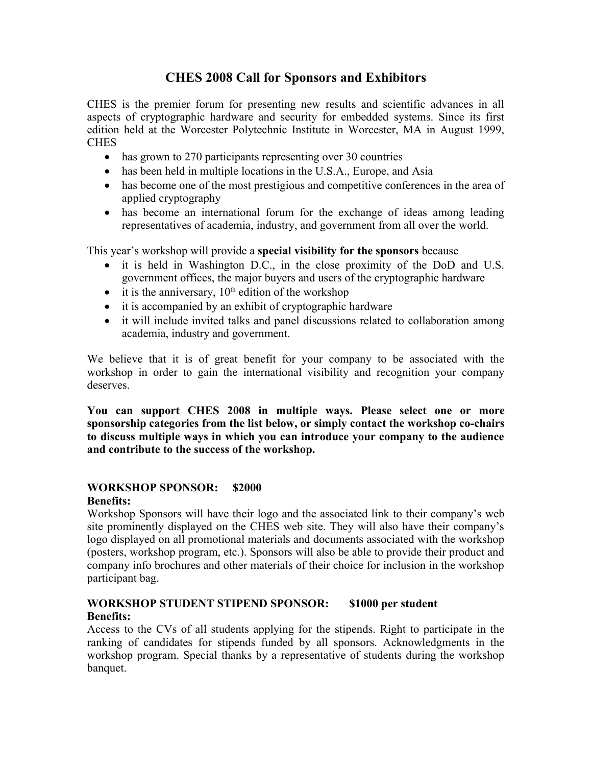# CHES 2008 Call for Sponsors and Exhibitors

CHES is the premier forum for presenting new results and scientific advances in all aspects of cryptographic hardware and security for embedded systems. Since its first edition held at the Worcester Polytechnic Institute in Worcester, MA in August 1999, CHES

- has grown to 270 participants representing over 30 countries
- has been held in multiple locations in the U.S.A., Europe, and Asia
- has become one of the most prestigious and competitive conferences in the area of applied cryptography
- has become an international forum for the exchange of ideas among leading representatives of academia, industry, and government from all over the world.

This year's workshop will provide a **special visibility for the sponsors** because

- it is held in Washington D.C., in the close proximity of the DoD and U.S. government offices, the major buyers and users of the cryptographic hardware
- it is the anniversary, 10th edition of the workshop
- it is accompanied by an exhibit of cryptographic hardware
- it will include invited talks and panel discussions related to collaboration among academia, industry and government.

We believe that it is of great benefit for your company to be associated with the workshop in order to gain the international visibility and recognition your company deserves.

**You can support CHES 2008 in multiple ways. Please select one or more sponsorship categories from the list below, or simply contact the workshop co-chairs to discuss multiple ways in which you can introduce your company to the audience and contribute to the success of the workshop.**

## WORKSHOP SPONSOR: $2000

**Benefits:**

Workshop Sponsors will have their logo and the associated link to their company's web site prominently displayed on the CHES web site. They will also have their company's logo displayed on all promotional materials and documents associated with the workshop (posters, workshop program, etc.). Sponsors will also be able to provide their product and company info brochures and other materials of their choice for inclusion in the workshop participant bag.

## WORKSHOP STUDENT STIPEND SPONSOR: $1000 per student

**Benefits:**

Access to the CVs of all students applying for the stipends. Right to participate in the ranking of candidates for stipends funded by all sponsors. Acknowledgments in the workshop program. Special thanks by a representative of students during the workshop banquet.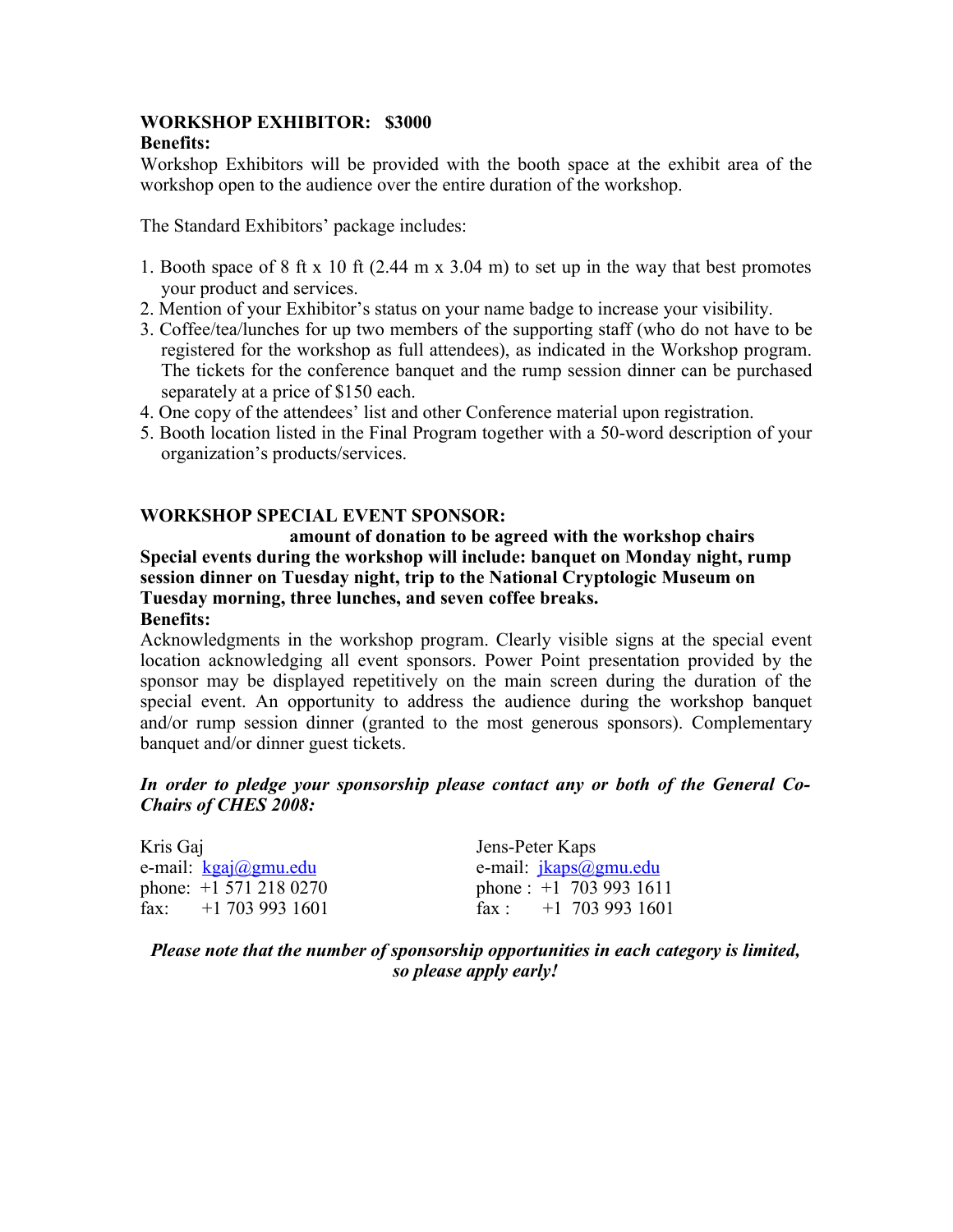**WORKSHOP EXHIBITOR: $3000**

**Benefits:**

Workshop Exhibitors will be provided with the booth space at the exhibit area of the workshop open to the audience over the entire duration of the workshop.

The Standard Exhibitors' package includes:

1. Booth space of 8 ft x 10 ft (2.44 m x 3.04 m) to set up in the way that best promotes your product and services.
2. Mention of your Exhibitor's status on your name badge to increase your visibility.
3. Coffee/tea/lunches for up two members of the supporting staff (who do not have to be registered for the workshop as full attendees), as indicated in the Workshop program. The tickets for the conference banquet and the rump session dinner can be purchased separately at a price of $150 each.
4. One copy of the attendees' list and other Conference material upon registration.
5. Booth location listed in the Final Program together with a 50-word description of your organization's products/services.

**WORKSHOP SPECIAL EVENT SPONSOR:**

**amount of donation to be agreed with the workshop chairs**

**Special events during the workshop will include: banquet on Monday night, rump session dinner on Tuesday night, trip to the National Cryptologic Museum on Tuesday morning, three lunches, and seven coffee breaks.**

**Benefits:**

Acknowledgments in the workshop program. Clearly visible signs at the special event location acknowledging all event sponsors. Power Point presentation provided by the sponsor may be displayed repetitively on the main screen during the duration of the special event. An opportunity to address the audience during the workshop banquet and/or rump session dinner (granted to the most generous sponsors). Complementary banquet and/or dinner guest tickets.

***In order to pledge your sponsorship please contact any or both of the General Co-Chairs of CHES 2008:***

Kris Gaj
e-mail: kgaj@gmu.edu
phone: +1 571 218 0270
fax: +1 703 993 1601

Jens-Peter Kaps
e-mail: jkaps@gmu.edu
phone : +1 703 993 1611
fax : +1 703 993 1601

***Please note that the number of sponsorship opportunities in each category is limited, so please apply early!***